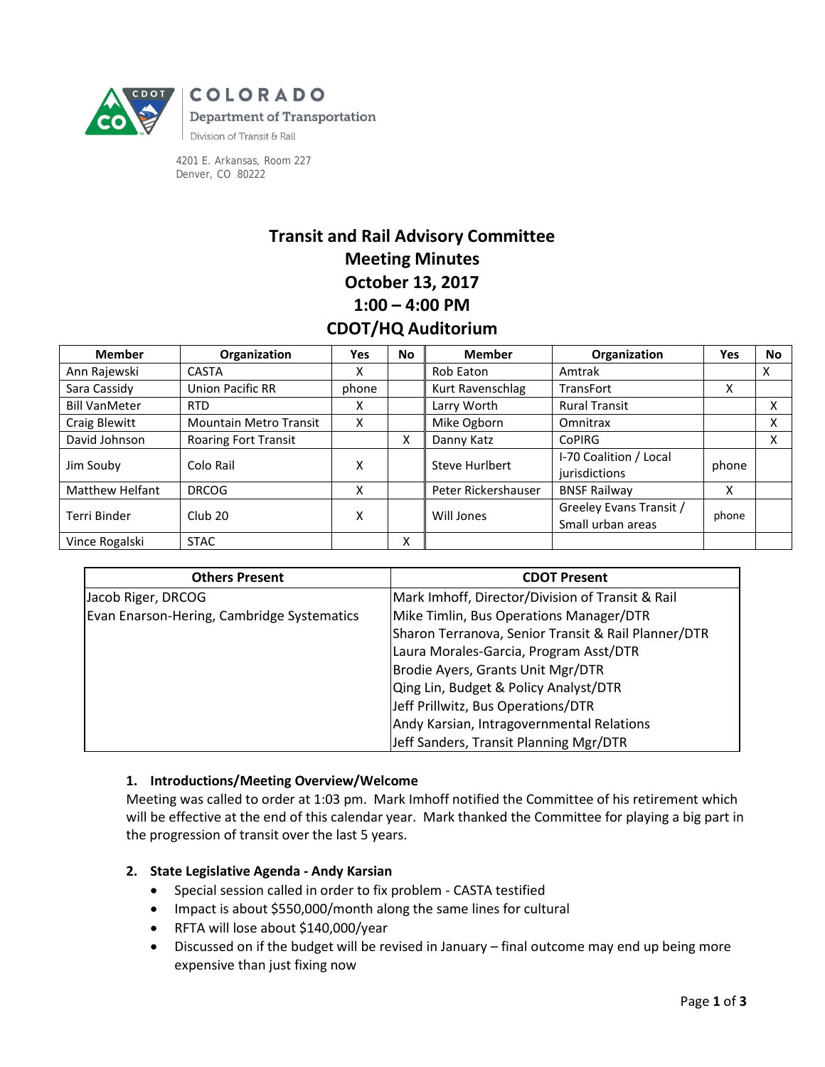COLORADO

Department of Transportation

Division of Transit & Rail

4201 E. Arkansas, Room 227
Denver, CO 80222

# Transit and Rail Advisory Committee
# Meeting Minutes
# October 13, 2017
# 1:00 – 4:00 PM
# CDOT/HQ Auditorium

| Member | Organization | Yes | No | Member | Organization | Yes | No |
|---|---|---|---|---|---|---|---|
| Ann Rajewski | CASTA | X | | Rob Eaton | Amtrak | | X |
| Sara Cassidy | Union Pacific RR | phone | | Kurt Ravenschlag | TransFort | X | |
| Bill VanMeter | RTD | X | | Larry Worth | Rural Transit | | X |
| Craig Blewitt | Mountain Metro Transit | X | | Mike Ogborn | Omnitrax | | X |
| David Johnson | Roaring Fort Transit | | X | Danny Katz | CoPIRG | | X |
| Jim Souby | Colo Rail | X | | Steve Hurlbert | I-70 Coalition / Local jurisdictions | phone | |
| Matthew Helfant | DRCOG | X | | Peter Rickershauser | BNSF Railway | X | |
| Terri Binder | Club 20 | X | | Will Jones | Greeley Evans Transit / Small urban areas | phone | |
| Vince Rogalski | STAC | | X | | | | |

| Others Present | CDOT Present |
|---|---|
| Jacob Riger, DRCOG | Mark Imhoff, Director/Division of Transit & Rail |
| Evan Enarson-Hering, Cambridge Systematics | Mike Timlin, Bus Operations Manager/DTR |
| | Sharon Terranova, Senior Transit & Rail Planner/DTR |
| | Laura Morales-Garcia, Program Asst/DTR |
| | Brodie Ayers, Grants Unit Mgr/DTR |
| | Qing Lin, Budget & Policy Analyst/DTR |
| | Jeff Prillwitz, Bus Operations/DTR |
| | Andy Karsian, Intragovernmental Relations |
| | Jeff Sanders, Transit Planning Mgr/DTR |

**1. Introductions/Meeting Overview/Welcome**

Meeting was called to order at 1:03 pm. Mark Imhoff notified the Committee of his retirement which will be effective at the end of this calendar year. Mark thanked the Committee for playing a big part in the progression of transit over the last 5 years.

**2. State Legislative Agenda - Andy Karsian**

- Special session called in order to fix problem - CASTA testified
- Impact is about $550,000/month along the same lines for cultural
- RFTA will lose about $140,000/year
- Discussed on if the budget will be revised in January – final outcome may end up being more expensive than just fixing now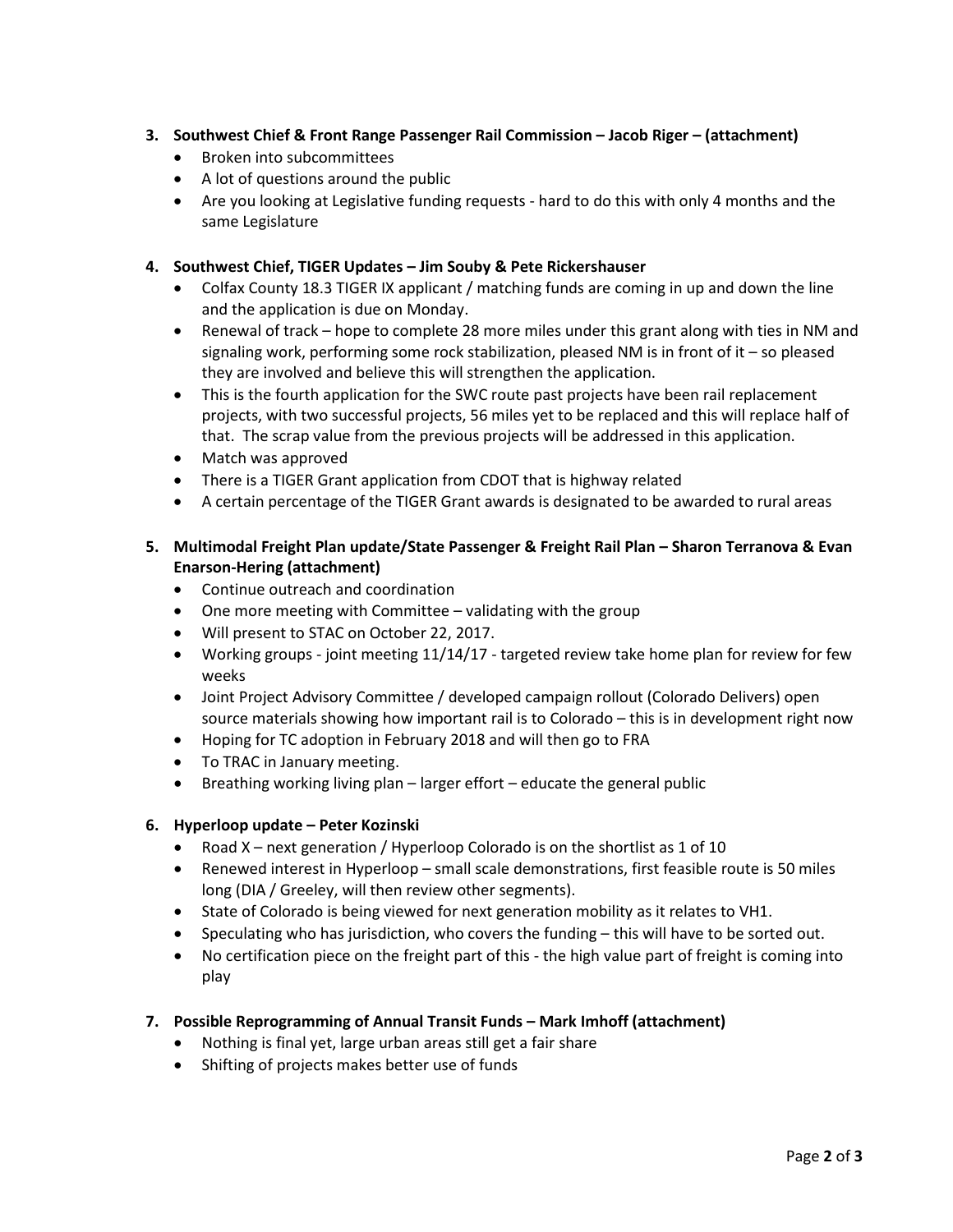3. **Southwest Chief & Front Range Passenger Rail Commission – Jacob Riger – (attachment)**
   - Broken into subcommittees
   - A lot of questions around the public
   - Are you looking at Legislative funding requests - hard to do this with only 4 months and the same Legislature

4. **Southwest Chief, TIGER Updates – Jim Souby & Pete Rickershauser**
   - Colfax County 18.3 TIGER IX applicant / matching funds are coming in up and down the line and the application is due on Monday.
   - Renewal of track – hope to complete 28 more miles under this grant along with ties in NM and signaling work, performing some rock stabilization, pleased NM is in front of it – so pleased they are involved and believe this will strengthen the application.
   - This is the fourth application for the SWC route past projects have been rail replacement projects, with two successful projects, 56 miles yet to be replaced and this will replace half of that. The scrap value from the previous projects will be addressed in this application.
   - Match was approved
   - There is a TIGER Grant application from CDOT that is highway related
   - A certain percentage of the TIGER Grant awards is designated to be awarded to rural areas

5. **Multimodal Freight Plan update/State Passenger & Freight Rail Plan – Sharon Terranova & Evan Enarson-Hering (attachment)**
   - Continue outreach and coordination
   - One more meeting with Committee – validating with the group
   - Will present to STAC on October 22, 2017.
   - Working groups - joint meeting 11/14/17 - targeted review take home plan for review for few weeks
   - Joint Project Advisory Committee / developed campaign rollout (Colorado Delivers) open source materials showing how important rail is to Colorado – this is in development right now
   - Hoping for TC adoption in February 2018 and will then go to FRA
   - To TRAC in January meeting.
   - Breathing working living plan – larger effort – educate the general public

6. **Hyperloop update – Peter Kozinski**
   - Road X – next generation / Hyperloop Colorado is on the shortlist as 1 of 10
   - Renewed interest in Hyperloop – small scale demonstrations, first feasible route is 50 miles long (DIA / Greeley, will then review other segments).
   - State of Colorado is being viewed for next generation mobility as it relates to VH1.
   - Speculating who has jurisdiction, who covers the funding – this will have to be sorted out.
   - No certification piece on the freight part of this - the high value part of freight is coming into play

7. **Possible Reprogramming of Annual Transit Funds – Mark Imhoff (attachment)**
   - Nothing is final yet, large urban areas still get a fair share
   - Shifting of projects makes better use of funds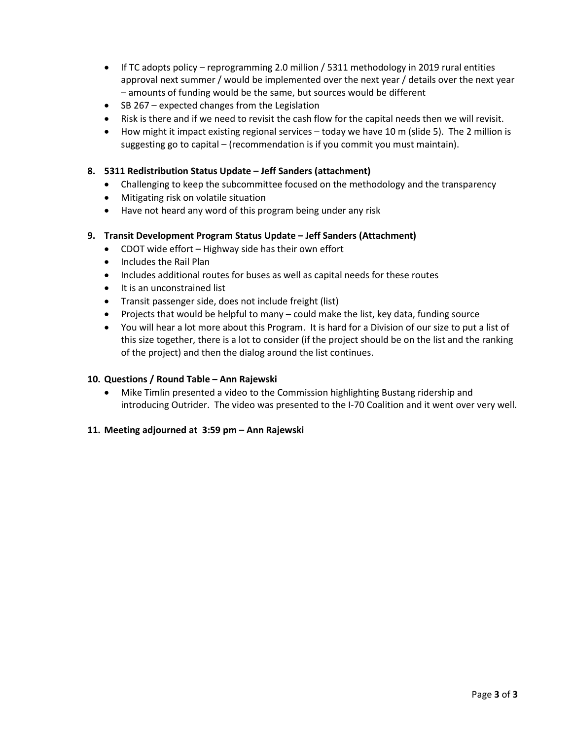- If TC adopts policy – reprogramming 2.0 million / 5311 methodology in 2019 rural entities approval next summer / would be implemented over the next year / details over the next year – amounts of funding would be the same, but sources would be different
- SB 267 – expected changes from the Legislation
- Risk is there and if we need to revisit the cash flow for the capital needs then we will revisit.
- How might it impact existing regional services – today we have 10 m (slide 5). The 2 million is suggesting go to capital – (recommendation is if you commit you must maintain).

**8. 5311 Redistribution Status Update – Jeff Sanders (attachment)**

- Challenging to keep the subcommittee focused on the methodology and the transparency
- Mitigating risk on volatile situation
- Have not heard any word of this program being under any risk

**9. Transit Development Program Status Update – Jeff Sanders (Attachment)**

- CDOT wide effort – Highway side has their own effort
- Includes the Rail Plan
- Includes additional routes for buses as well as capital needs for these routes
- It is an unconstrained list
- Transit passenger side, does not include freight (list)
- Projects that would be helpful to many – could make the list, key data, funding source
- You will hear a lot more about this Program. It is hard for a Division of our size to put a list of this size together, there is a lot to consider (if the project should be on the list and the ranking of the project) and then the dialog around the list continues.

**10. Questions / Round Table – Ann Rajewski**

- Mike Timlin presented a video to the Commission highlighting Bustang ridership and introducing Outrider. The video was presented to the I-70 Coalition and it went over very well.

**11. Meeting adjourned at 3:59 pm – Ann Rajewski**